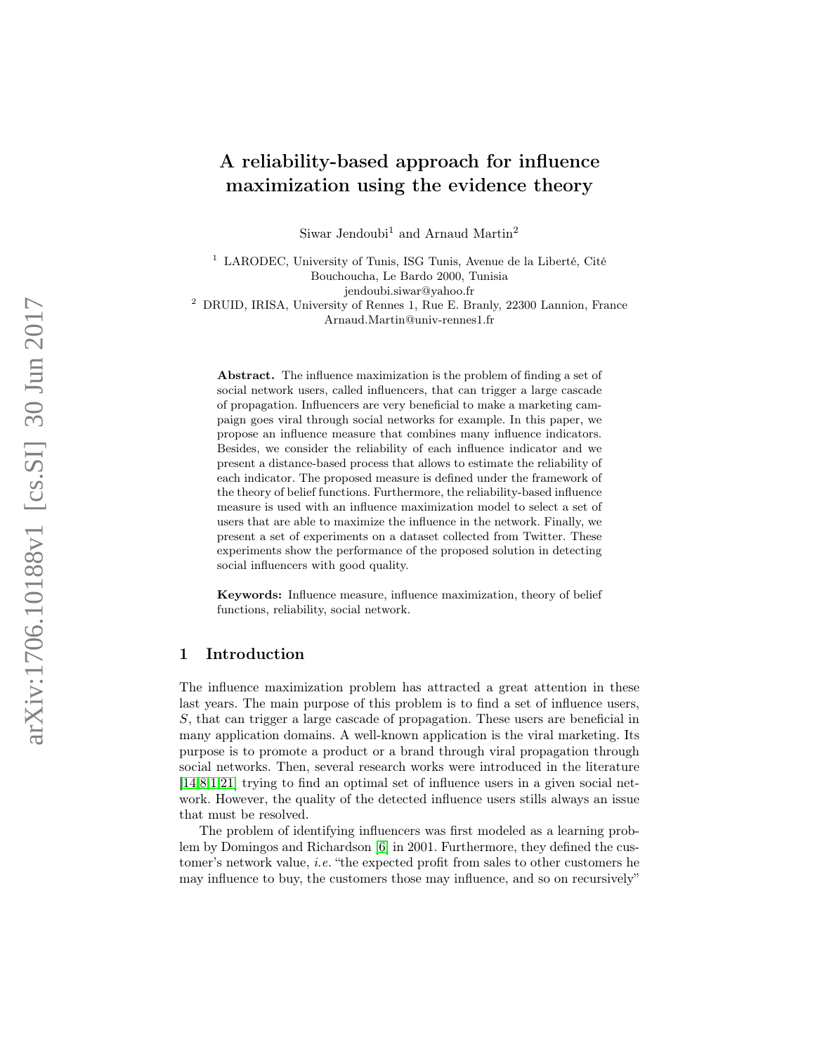# A reliability-based approach for influence maximization using the evidence theory

Siwar Jendoubi[1] and Arnaud Martin[2]

[1] LARODEC, University of Tunis, ISG Tunis, Avenue de la Liberté, Cité Bouchoucha, Le Bardo 2000, Tunisia
jendoubi.siwar@yahoo.fr

[2] DRUID, IRISA, University of Rennes 1, Rue E. Branly, 22300 Lannion, France
Arnaud.Martin@univ-rennes1.fr

**Abstract.** The influence maximization is the problem of finding a set of social network users, called influencers, that can trigger a large cascade of propagation. Influencers are very beneficial to make a marketing campaign goes viral through social networks for example. In this paper, we propose an influence measure that combines many influence indicators. Besides, we consider the reliability of each influence indicator and we present a distance-based process that allows to estimate the reliability of each indicator. The proposed measure is defined under the framework of the theory of belief functions. Furthermore, the reliability-based influence measure is used with an influence maximization model to select a set of users that are able to maximize the influence in the network. Finally, we present a set of experiments on a dataset collected from Twitter. These experiments show the performance of the proposed solution in detecting social influencers with good quality.

**Keywords:** Influence measure, influence maximization, theory of belief functions, reliability, social network.

## 1 Introduction

The influence maximization problem has attracted a great attention in these last years. The main purpose of this problem is to find a set of influence users, $S$, that can trigger a large cascade of propagation. These users are beneficial in many application domains. A well-known application is the viral marketing. Its purpose is to promote a product or a brand through viral propagation through social networks. Then, several research works were introduced in the literature [14,8,1,21] trying to find an optimal set of influence users in a given social network. However, the quality of the detected influence users stills always an issue that must be resolved.

The problem of identifying influencers was first modeled as a learning problem by Domingos and Richardson [6] in 2001. Furthermore, they defined the customer's network value, *i.e.* "the expected profit from sales to other customers he may influence to buy, the customers those may influence, and so on recursively"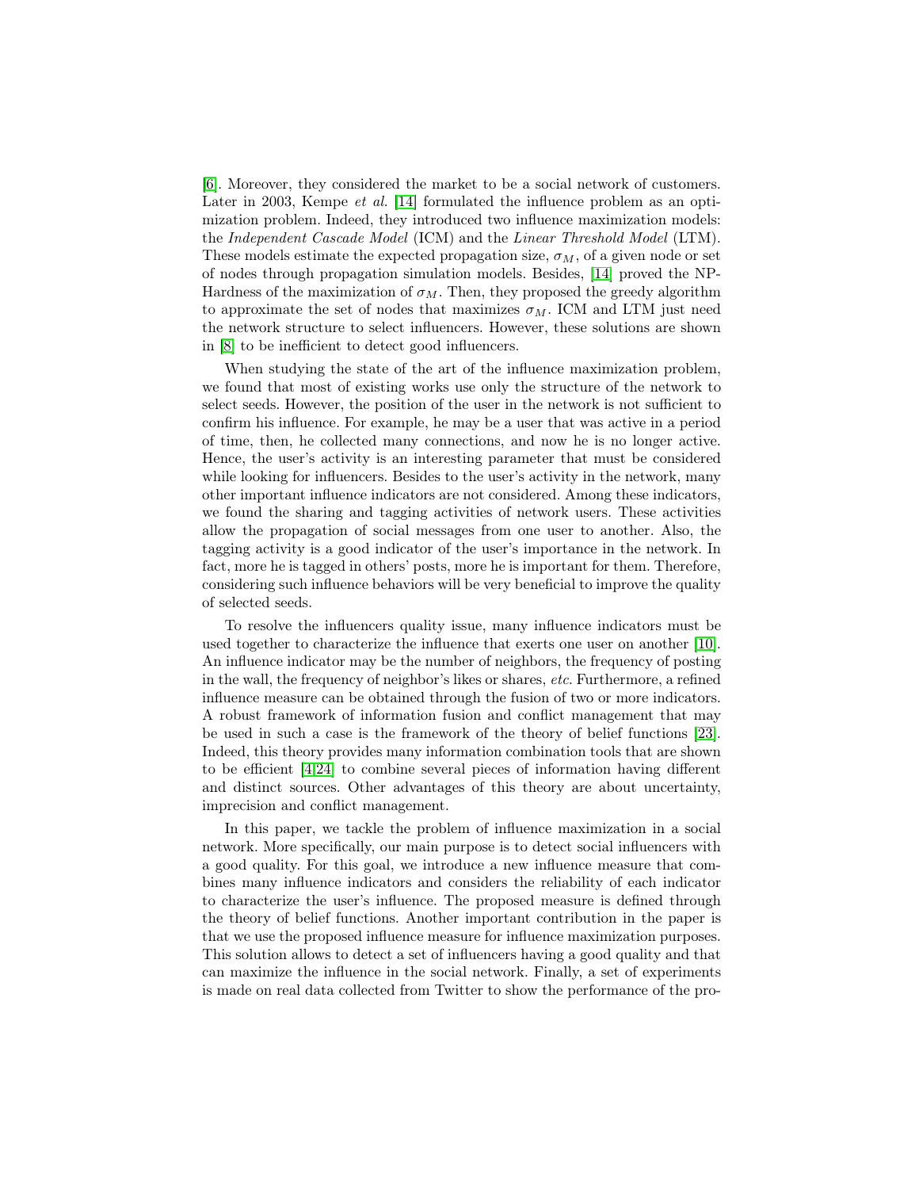[6]. Moreover, they considered the market to be a social network of customers. Later in 2003, Kempe *et al.* [14] formulated the influence problem as an optimization problem. Indeed, they introduced two influence maximization models: the *Independent Cascade Model* (ICM) and the *Linear Threshold Model* (LTM). These models estimate the expected propagation size, $\sigma_M$, of a given node or set of nodes through propagation simulation models. Besides, [14] proved the NP-Hardness of the maximization of $\sigma_M$. Then, they proposed the greedy algorithm to approximate the set of nodes that maximizes $\sigma_M$. ICM and LTM just need the network structure to select influencers. However, these solutions are shown in [8] to be inefficient to detect good influencers.

When studying the state of the art of the influence maximization problem, we found that most of existing works use only the structure of the network to select seeds. However, the position of the user in the network is not sufficient to confirm his influence. For example, he may be a user that was active in a period of time, then, he collected many connections, and now he is no longer active. Hence, the user's activity is an interesting parameter that must be considered while looking for influencers. Besides to the user's activity in the network, many other important influence indicators are not considered. Among these indicators, we found the sharing and tagging activities of network users. These activities allow the propagation of social messages from one user to another. Also, the tagging activity is a good indicator of the user's importance in the network. In fact, more he is tagged in others' posts, more he is important for them. Therefore, considering such influence behaviors will be very beneficial to improve the quality of selected seeds.

To resolve the influencers quality issue, many influence indicators must be used together to characterize the influence that exerts one user on another [10]. An influence indicator may be the number of neighbors, the frequency of posting in the wall, the frequency of neighbor's likes or shares, *etc*. Furthermore, a refined influence measure can be obtained through the fusion of two or more indicators. A robust framework of information fusion and conflict management that may be used in such a case is the framework of the theory of belief functions [23]. Indeed, this theory provides many information combination tools that are shown to be efficient [4,24] to combine several pieces of information having different and distinct sources. Other advantages of this theory are about uncertainty, imprecision and conflict management.

In this paper, we tackle the problem of influence maximization in a social network. More specifically, our main purpose is to detect social influencers with a good quality. For this goal, we introduce a new influence measure that combines many influence indicators and considers the reliability of each indicator to characterize the user's influence. The proposed measure is defined through the theory of belief functions. Another important contribution in the paper is that we use the proposed influence measure for influence maximization purposes. This solution allows to detect a set of influencers having a good quality and that can maximize the influence in the social network. Finally, a set of experiments is made on real data collected from Twitter to show the performance of the pro-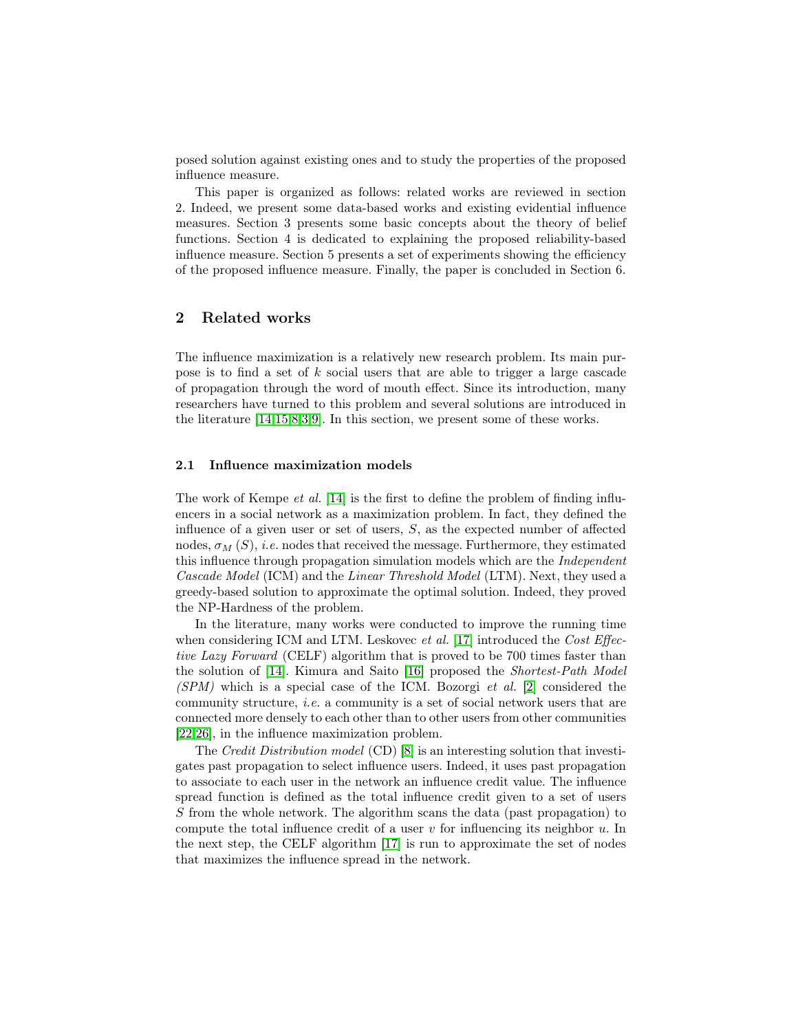posed solution against existing ones and to study the properties of the proposed influence measure.

This paper is organized as follows: related works are reviewed in section 2. Indeed, we present some data-based works and existing evidential influence measures. Section 3 presents some basic concepts about the theory of belief functions. Section 4 is dedicated to explaining the proposed reliability-based influence measure. Section 5 presents a set of experiments showing the efficiency of the proposed influence measure. Finally, the paper is concluded in Section 6.

## 2 Related works

The influence maximization is a relatively new research problem. Its main purpose is to find a set of $k$ social users that are able to trigger a large cascade of propagation through the word of mouth effect. Since its introduction, many researchers have turned to this problem and several solutions are introduced in the literature [14,15,8,3,9]. In this section, we present some of these works.

### 2.1 Influence maximization models

The work of Kempe *et al.* [14] is the first to define the problem of finding influencers in a social network as a maximization problem. In fact, they defined the influence of a given user or set of users, $S$, as the expected number of affected nodes, $\sigma_M(S)$, *i.e.* nodes that received the message. Furthermore, they estimated this influence through propagation simulation models which are the *Independent Cascade Model* (ICM) and the *Linear Threshold Model* (LTM). Next, they used a greedy-based solution to approximate the optimal solution. Indeed, they proved the NP-Hardness of the problem.

In the literature, many works were conducted to improve the running time when considering ICM and LTM. Leskovec *et al.* [17] introduced the *Cost Effective Lazy Forward* (CELF) algorithm that is proved to be 700 times faster than the solution of [14]. Kimura and Saito [16] proposed the *Shortest-Path Model (SPM)* which is a special case of the ICM. Bozorgi *et al.* [2] considered the community structure, *i.e.* a community is a set of social network users that are connected more densely to each other than to other users from other communities [22,26], in the influence maximization problem.

The *Credit Distribution model* (CD) [8] is an interesting solution that investigates past propagation to select influence users. Indeed, it uses past propagation to associate to each user in the network an influence credit value. The influence spread function is defined as the total influence credit given to a set of users $S$ from the whole network. The algorithm scans the data (past propagation) to compute the total influence credit of a user $v$ for influencing its neighbor $u$. In the next step, the CELF algorithm [17] is run to approximate the set of nodes that maximizes the influence spread in the network.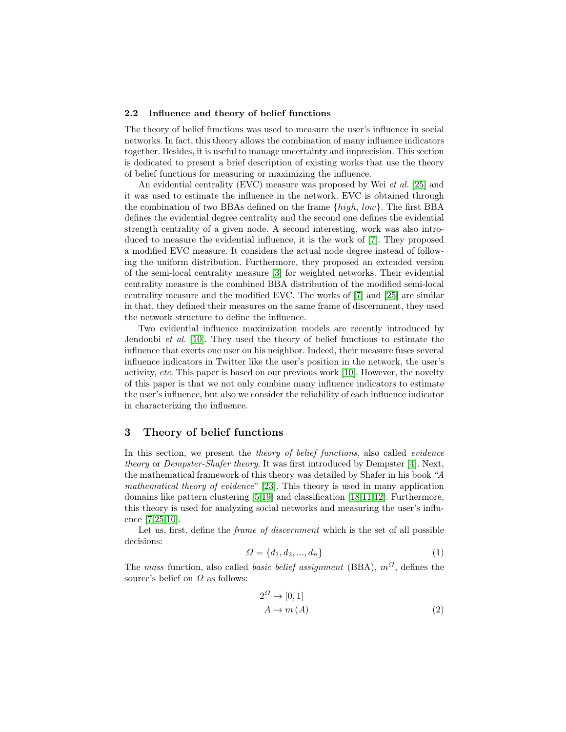### 2.2 Influence and theory of belief functions

The theory of belief functions was used to measure the user's influence in social networks. In fact, this theory allows the combination of many influence indicators together. Besides, it is useful to manage uncertainty and imprecision. This section is dedicated to present a brief description of existing works that use the theory of belief functions for measuring or maximizing the influence.

An evidential centrality (EVC) measure was proposed by Wei *et al.* [25] and it was used to estimate the influence in the network. EVC is obtained through the combination of two BBAs defined on the frame $\{high, low\}$. The first BBA defines the evidential degree centrality and the second one defines the evidential strength centrality of a given node. A second interesting, work was also introduced to measure the evidential influence, it is the work of [7]. They proposed a modified EVC measure. It considers the actual node degree instead of following the uniform distribution. Furthermore, they proposed an extended version of the semi-local centrality measure [3] for weighted networks. Their evidential centrality measure is the combined BBA distribution of the modified semi-local centrality measure and the modified EVC. The works of [7] and [25] are similar in that, they defined their measures on the same frame of discernment, they used the network structure to define the influence.

Two evidential influence maximization models are recently introduced by Jendoubi *et al.* [10]. They used the theory of belief functions to estimate the influence that exerts one user on his neighbor. Indeed, their measure fuses several influence indicators in Twitter like the user's position in the network, the user's activity, *etc.* This paper is based on our previous work [10]. However, the novelty of this paper is that we not only combine many influence indicators to estimate the user's influence, but also we consider the reliability of each influence indicator in characterizing the influence.

## 3 Theory of belief functions

In this section, we present the *theory of belief functions*, also called *evidence theory* or *Dempster-Shafer theory*. It was first introduced by Dempster [4]. Next, the mathematical framework of this theory was detailed by Shafer in his book *"A mathematical theory of evidence"* [23]. This theory is used in many application domains like pattern clustering [5,19] and classification [18,11,12]. Furthermore, this theory is used for analyzing social networks and measuring the user's influence [7,25,10].

Let us, first, define the *frame of discernment* which is the set of all possible decisions:

$$\Omega = \{d_1, d_2, ..., d_n\} \tag{1}$$

The *mass* function, also called *basic belief assignment* (BBA), $m^{\Omega}$, defines the source's belief on $\Omega$ as follows:

$$\begin{aligned} 2^{\Omega} &\rightarrow [0, 1] \\ A &\mapsto m(A) \end{aligned} \tag{2}$$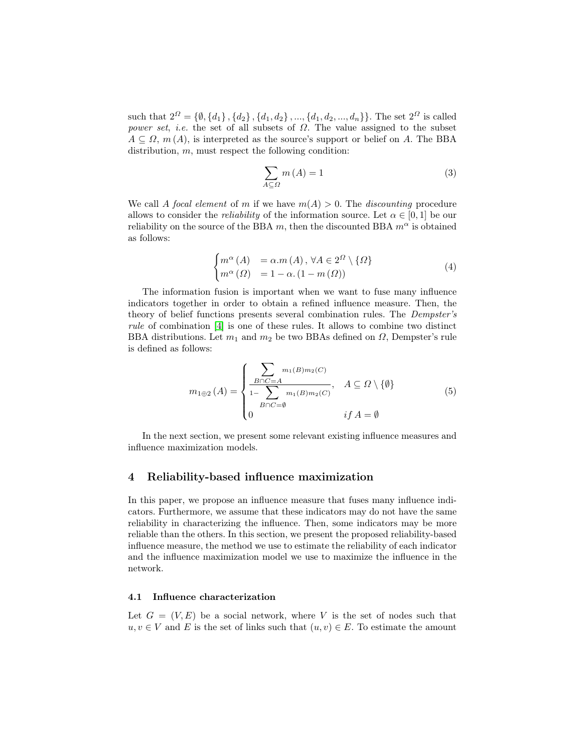such that $2^{\Omega} = \{\emptyset, \{d_1\}, \{d_2\}, \{d_1, d_2\}, ..., \{d_1, d_2, ..., d_n\}\}$. The set $2^{\Omega}$ is called *power set*, *i.e.* the set of all subsets of $\Omega$. The value assigned to the subset $A \subseteq \Omega$, $m(A)$, is interpreted as the source's support or belief on $A$. The BBA distribution, $m$, must respect the following condition:

$$\sum_{A \subseteq \Omega} m(A) = 1 \tag{3}$$

We call $A$ *focal element* of $m$ if we have $m(A) > 0$. The *discounting* procedure allows to consider the *reliability* of the information source. Let $\alpha \in [0, 1]$ be our reliability on the source of the BBA $m$, then the discounted BBA $m^{\alpha}$ is obtained as follows:

$$\begin{cases} m^{\alpha}(A) & = \alpha . m(A), \forall A \in 2^{\Omega} \setminus \{\Omega\} \\ m^{\alpha}(\Omega) & = 1 - \alpha . (1 - m(\Omega)) \end{cases} \tag{4}$$

The information fusion is important when we want to fuse many influence indicators together in order to obtain a refined influence measure. Then, the theory of belief functions presents several combination rules. The *Dempster's rule* of combination [4] is one of these rules. It allows to combine two distinct BBA distributions. Let $m_1$ and $m_2$ be two BBAs defined on $\Omega$, Dempster's rule is defined as follows:

$$m_{1 \oplus 2}(A) = \begin{cases} \dfrac{\sum\limits_{B \cap C = A} m_1(B) m_2(C)}{1 - \sum\limits_{B \cap C = \emptyset} m_1(B) m_2(C)}, & A \subseteq \Omega \setminus \{\emptyset\} \\ 0 & if\ A = \emptyset \end{cases} \tag{5}$$

In the next section, we present some relevant existing influence measures and influence maximization models.

## 4 Reliability-based influence maximization

In this paper, we propose an influence measure that fuses many influence indicators. Furthermore, we assume that these indicators may do not have the same reliability in characterizing the influence. Then, some indicators may be more reliable than the others. In this section, we present the proposed reliability-based influence measure, the method we use to estimate the reliability of each indicator and the influence maximization model we use to maximize the influence in the network.

### 4.1 Influence characterization

Let $G = (V, E)$ be a social network, where $V$ is the set of nodes such that $u, v \in V$ and $E$ is the set of links such that $(u, v) \in E$. To estimate the amount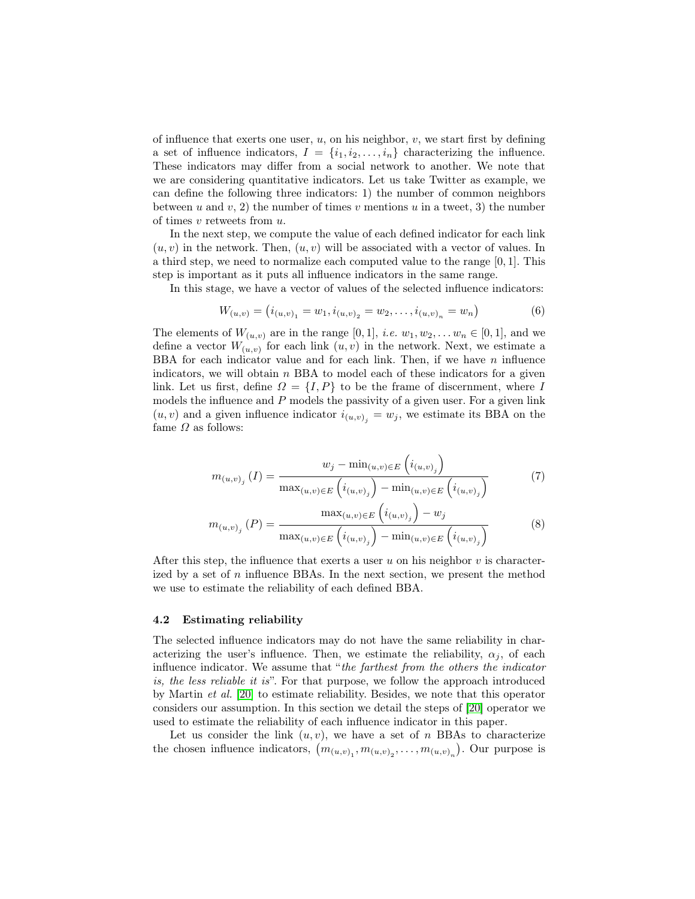of influence that exerts one user, $u$, on his neighbor, $v$, we start first by defining a set of influence indicators, $I = \{i_1, i_2, \ldots, i_n\}$ characterizing the influence. These indicators may differ from a social network to another. We note that we are considering quantitative indicators. Let us take Twitter as example, we can define the following three indicators: 1) the number of common neighbors between $u$ and $v$, 2) the number of times $v$ mentions $u$ in a tweet, 3) the number of times $v$ retweets from $u$.

In the next step, we compute the value of each defined indicator for each link $(u, v)$ in the network. Then, $(u, v)$ will be associated with a vector of values. In a third step, we need to normalize each computed value to the range $[0, 1]$. This step is important as it puts all influence indicators in the same range.

In this stage, we have a vector of values of the selected influence indicators:

$$W_{(u,v)} = \left(i_{(u,v)_1} = w_1, i_{(u,v)_2} = w_2, \ldots, i_{(u,v)_n} = w_n\right) \tag{6}$$

The elements of $W_{(u,v)}$ are in the range $[0, 1]$, *i.e.* $w_1, w_2, \ldots w_n \in [0, 1]$, and we define a vector $W_{(u,v)}$ for each link $(u, v)$ in the network. Next, we estimate a BBA for each indicator value and for each link. Then, if we have $n$ influence indicators, we will obtain $n$ BBA to model each of these indicators for a given link. Let us first, define $\Omega = \{I, P\}$ to be the frame of discernment, where $I$ models the influence and $P$ models the passivity of a given user. For a given link $(u, v)$ and a given influence indicator $i_{(u,v)_j} = w_j$, we estimate its BBA on the fame $\Omega$ as follows:

$$m_{(u,v)_j}(I) = \frac{w_j - \min_{(u,v)\in E}\left(i_{(u,v)_j}\right)}{\max_{(u,v)\in E}\left(i_{(u,v)_j}\right) - \min_{(u,v)\in E}\left(i_{(u,v)_j}\right)} \tag{7}$$

$$m_{(u,v)_j}(P) = \frac{\max_{(u,v)\in E}\left(i_{(u,v)_j}\right) - w_j}{\max_{(u,v)\in E}\left(i_{(u,v)_j}\right) - \min_{(u,v)\in E}\left(i_{(u,v)_j}\right)} \tag{8}$$

After this step, the influence that exerts a user $u$ on his neighbor $v$ is characterized by a set of $n$ influence BBAs. In the next section, we present the method we use to estimate the reliability of each defined BBA.

### 4.2 Estimating reliability

The selected influence indicators may do not have the same reliability in characterizing the user's influence. Then, we estimate the reliability, $\alpha_j$, of each influence indicator. We assume that "*the farthest from the others the indicator is, the less reliable it is*". For that purpose, we follow the approach introduced by Martin *et al.* [20] to estimate reliability. Besides, we note that this operator considers our assumption. In this section we detail the steps of [20] operator we used to estimate the reliability of each influence indicator in this paper.

Let us consider the link $(u, v)$, we have a set of $n$ BBAs to characterize the chosen influence indicators, $\left(m_{(u,v)_1}, m_{(u,v)_2}, \ldots, m_{(u,v)_n}\right)$. Our purpose is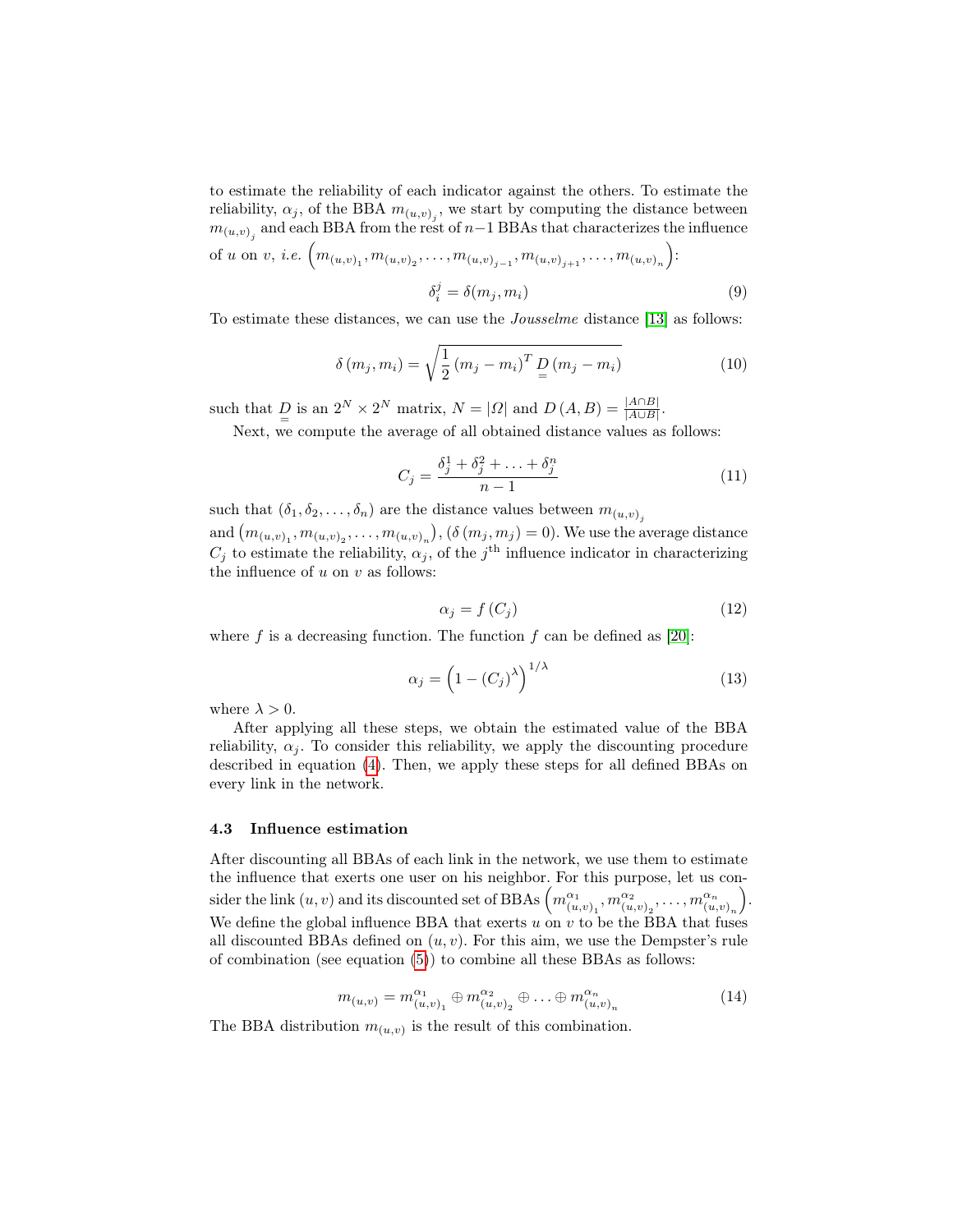to estimate the reliability of each indicator against the others. To estimate the reliability, $\alpha_j$, of the BBA $m_{(u,v)_j}$, we start by computing the distance between $m_{(u,v)_j}$ and each BBA from the rest of $n-1$ BBAs that characterizes the influence of $u$ on $v$, *i.e.* $\left(m_{(u,v)_1}, m_{(u,v)_2}, \ldots, m_{(u,v)_{j-1}}, m_{(u,v)_{j+1}}, \ldots, m_{(u,v)_n}\right)$:

$$\delta_i^j = \delta(m_j, m_i) \tag{9}$$

To estimate these distances, we can use the *Jousselme* distance [13] as follows:

$$\delta\left(m_j, m_i\right) = \sqrt{\frac{1}{2}\left(m_j - m_i\right)^T \underset{=}{D}\left(m_j - m_i\right)} \tag{10}$$

such that $\underset{=}{D}$ is an $2^N \times 2^N$ matrix, $N = |\Omega|$ and $D\left(A, B\right) = \frac{|A \cap B|}{|A \cup B|}$.

Next, we compute the average of all obtained distance values as follows:

$$C_j = \frac{\delta_j^1 + \delta_j^2 + \ldots + \delta_j^n}{n-1} \tag{11}$$

such that $(\delta_1, \delta_2, \ldots, \delta_n)$ are the distance values between $m_{(u,v)_j}$ and $\left(m_{(u,v)_1}, m_{(u,v)_2}, \ldots, m_{(u,v)_n}\right)$, $(\delta\left(m_j, m_j\right) = 0)$. We use the average distance $C_j$ to estimate the reliability, $\alpha_j$, of the $j^{\text{th}}$ influence indicator in characterizing the influence of $u$ on $v$ as follows:

$$\alpha_j = f\left(C_j\right) \tag{12}$$

where $f$ is a decreasing function. The function $f$ can be defined as [20]:

$$\alpha_j = \left(1 - \left(C_j\right)^{\lambda}\right)^{1/\lambda} \tag{13}$$

where $\lambda > 0$.

After applying all these steps, we obtain the estimated value of the BBA reliability, $\alpha_j$. To consider this reliability, we apply the discounting procedure described in equation (4). Then, we apply these steps for all defined BBAs on every link in the network.

### 4.3 Influence estimation

After discounting all BBAs of each link in the network, we use them to estimate the influence that exerts one user on his neighbor. For this purpose, let us consider the link $(u, v)$ and its discounted set of BBAs $\left(m^{\alpha_1}_{(u,v)_1}, m^{\alpha_2}_{(u,v)_2}, \ldots, m^{\alpha_n}_{(u,v)_n}\right)$. We define the global influence BBA that exerts $u$ on $v$ to be the BBA that fuses all discounted BBAs defined on $(u, v)$. For this aim, we use the Dempster's rule of combination (see equation (5)) to combine all these BBAs as follows:

$$m_{(u,v)} = m^{\alpha_1}_{(u,v)_1} \oplus m^{\alpha_2}_{(u,v)_2} \oplus \ldots \oplus m^{\alpha_n}_{(u,v)_n} \tag{14}$$

The BBA distribution $m_{(u,v)}$ is the result of this combination.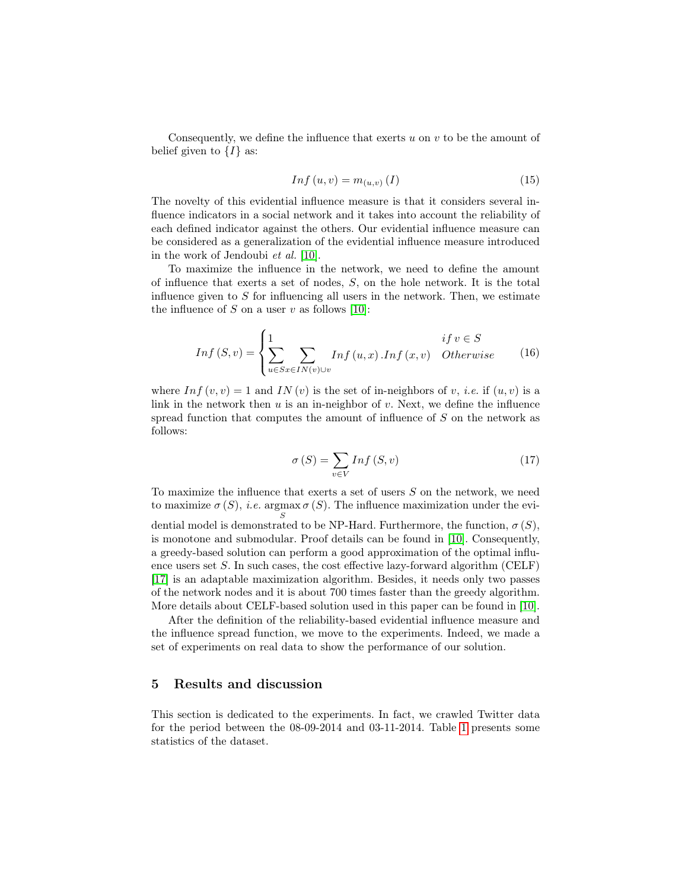Consequently, we define the influence that exerts $u$ on $v$ to be the amount of belief given to $\{I\}$ as:

$$Inf\left(u,v\right) = m_{(u,v)}\left(I\right) \tag{15}$$

The novelty of this evidential influence measure is that it considers several influence indicators in a social network and it takes into account the reliability of each defined indicator against the others. Our evidential influence measure can be considered as a generalization of the evidential influence measure introduced in the work of Jendoubi *et al.* [10].

To maximize the influence in the network, we need to define the amount of influence that exerts a set of nodes, $S$, on the hole network. It is the total influence given to $S$ for influencing all users in the network. Then, we estimate the influence of $S$ on a user $v$ as follows [10]:

$$Inf\left(S,v\right) = \begin{cases} 1 & if\, v \in S \\ \displaystyle\sum_{u \in S}\sum_{x \in IN(v) \cup v} Inf\left(u,x\right).Inf\left(x,v\right) & Otherwise \end{cases} \tag{16}$$

where $Inf\left(v,v\right) = 1$ and $IN\left(v\right)$ is the set of in-neighbors of $v$, *i.e.* if $\left(u,v\right)$ is a link in the network then $u$ is an in-neighbor of $v$. Next, we define the influence spread function that computes the amount of influence of $S$ on the network as follows:

$$\sigma\left(S\right) = \sum_{v \in V} Inf\left(S,v\right) \tag{17}$$

To maximize the influence that exerts a set of users $S$ on the network, we need to maximize $\sigma\left(S\right)$, *i.e.* $\underset{S}{\operatorname{argmax}}\, \sigma\left(S\right)$. The influence maximization under the evidential model is demonstrated to be NP-Hard. Furthermore, the function, $\sigma\left(S\right)$, is monotone and submodular. Proof details can be found in [10]. Consequently, a greedy-based solution can perform a good approximation of the optimal influence users set $S$. In such cases, the cost effective lazy-forward algorithm (CELF) [17] is an adaptable maximization algorithm. Besides, it needs only two passes of the network nodes and it is about 700 times faster than the greedy algorithm. More details about CELF-based solution used in this paper can be found in [10].

After the definition of the reliability-based evidential influence measure and the influence spread function, we move to the experiments. Indeed, we made a set of experiments on real data to show the performance of our solution.

## 5 Results and discussion

This section is dedicated to the experiments. In fact, we crawled Twitter data for the period between the 08-09-2014 and 03-11-2014. Table 1 presents some statistics of the dataset.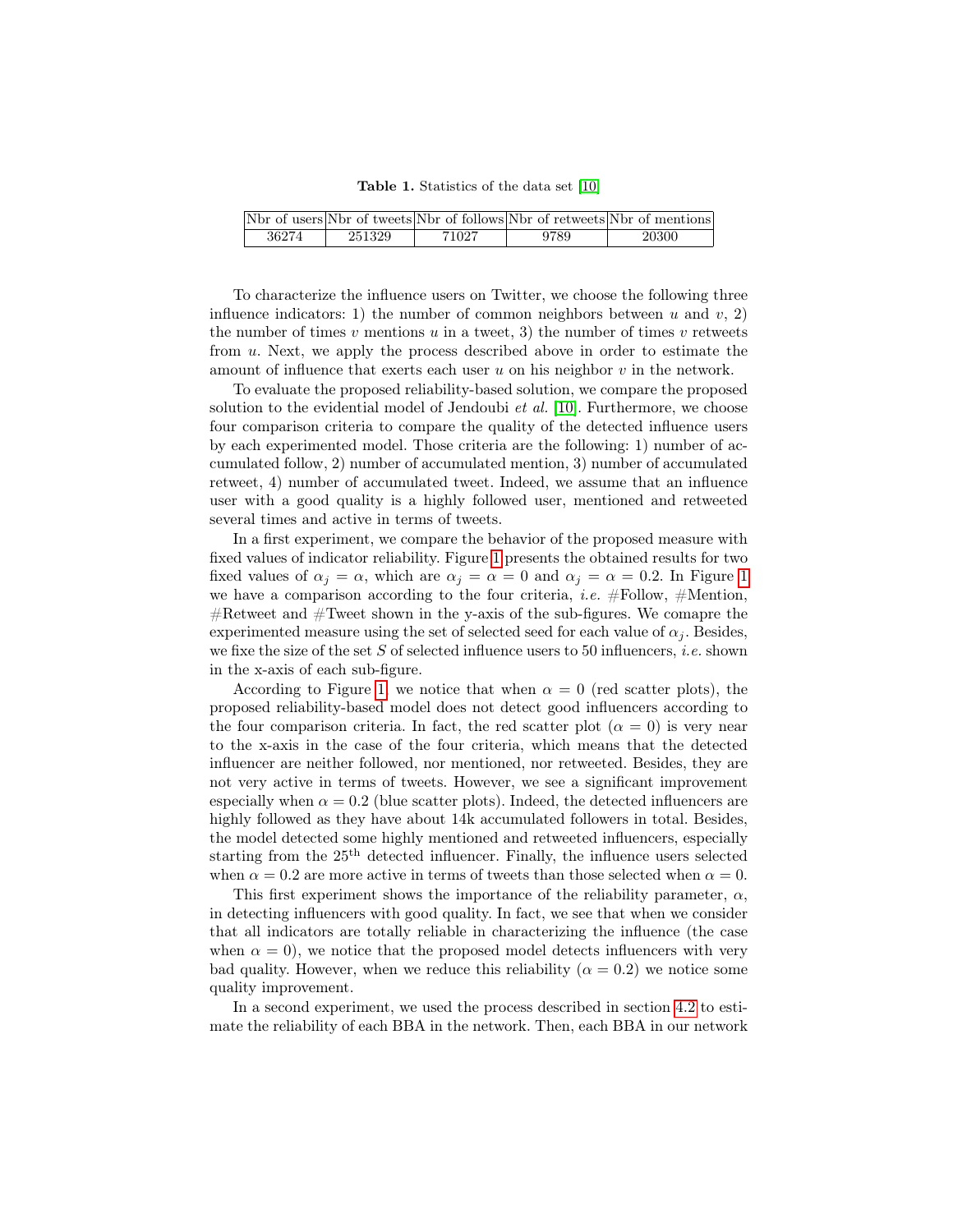**Table 1.** Statistics of the data set [10]

| Nbr of users | Nbr of tweets | Nbr of follows | Nbr of retweets | Nbr of mentions |
|---|---|---|---|---|
| 36274 | 251329 | 71027 | 9789 | 20300 |

To characterize the influence users on Twitter, we choose the following three influence indicators: 1) the number of common neighbors between $u$ and $v$, 2) the number of times $v$ mentions $u$ in a tweet, 3) the number of times $v$ retweets from $u$. Next, we apply the process described above in order to estimate the amount of influence that exerts each user $u$ on his neighbor $v$ in the network.

To evaluate the proposed reliability-based solution, we compare the proposed solution to the evidential model of Jendoubi *et al.* [10]. Furthermore, we choose four comparison criteria to compare the quality of the detected influence users by each experimented model. Those criteria are the following: 1) number of accumulated follow, 2) number of accumulated mention, 3) number of accumulated retweet, 4) number of accumulated tweet. Indeed, we assume that an influence user with a good quality is a highly followed user, mentioned and retweeted several times and active in terms of tweets.

In a first experiment, we compare the behavior of the proposed measure with fixed values of indicator reliability. Figure 1 presents the obtained results for two fixed values of $\alpha_j = \alpha$, which are $\alpha_j = \alpha = 0$ and $\alpha_j = \alpha = 0.2$. In Figure 1 we have a comparison according to the four criteria, *i.e.* #Follow, #Mention, #Retweet and #Tweet shown in the y-axis of the sub-figures. We comapre the experimented measure using the set of selected seed for each value of $\alpha_j$. Besides, we fixe the size of the set $S$ of selected influence users to 50 influencers, *i.e.* shown in the x-axis of each sub-figure.

According to Figure 1, we notice that when $\alpha = 0$ (red scatter plots), the proposed reliability-based model does not detect good influencers according to the four comparison criteria. In fact, the red scatter plot ($\alpha = 0$) is very near to the x-axis in the case of the four criteria, which means that the detected influencer are neither followed, nor mentioned, nor retweeted. Besides, they are not very active in terms of tweets. However, we see a significant improvement especially when $\alpha = 0.2$ (blue scatter plots). Indeed, the detected influencers are highly followed as they have about 14k accumulated followers in total. Besides, the model detected some highly mentioned and retweeted influencers, especially starting from the $25^{\text{th}}$ detected influencer. Finally, the influence users selected when $\alpha = 0.2$ are more active in terms of tweets than those selected when $\alpha = 0$.

This first experiment shows the importance of the reliability parameter, $\alpha$, in detecting influencers with good quality. In fact, we see that when we consider that all indicators are totally reliable in characterizing the influence (the case when $\alpha = 0$), we notice that the proposed model detects influencers with very bad quality. However, when we reduce this reliability ($\alpha = 0.2$) we notice some quality improvement.

In a second experiment, we used the process described in section 4.2 to estimate the reliability of each BBA in the network. Then, each BBA in our network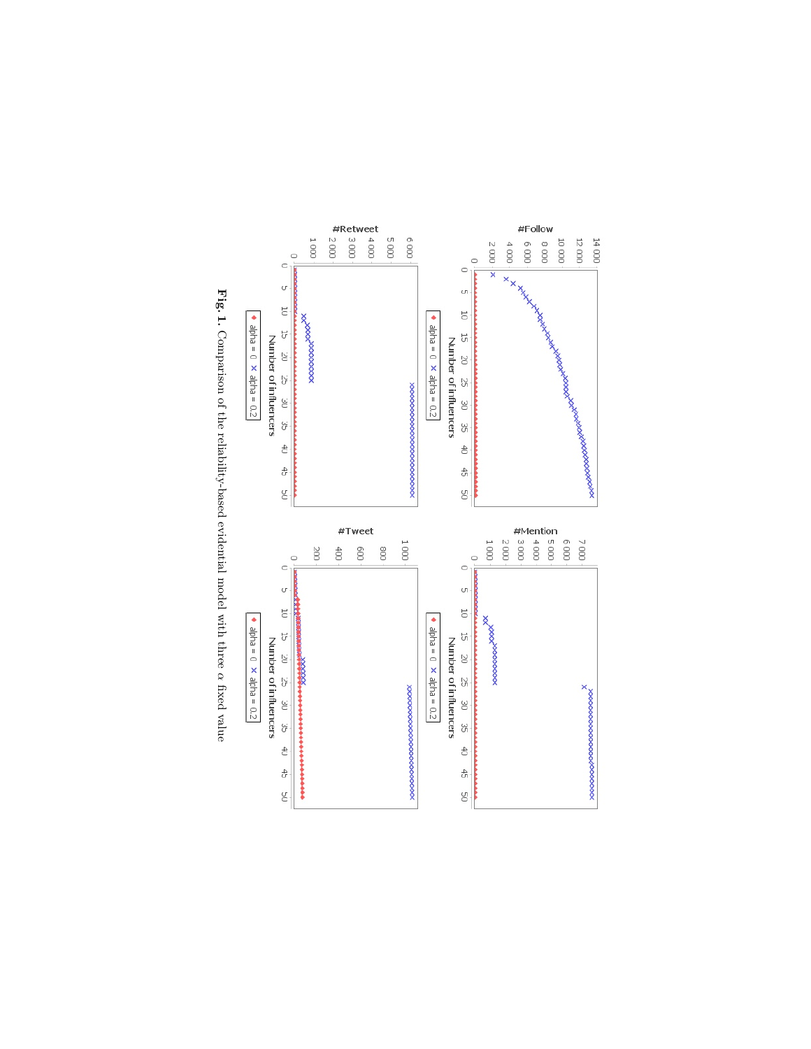**Fig. 1.** Comparison of the reliability-based evidential model with three $\alpha$ fixed value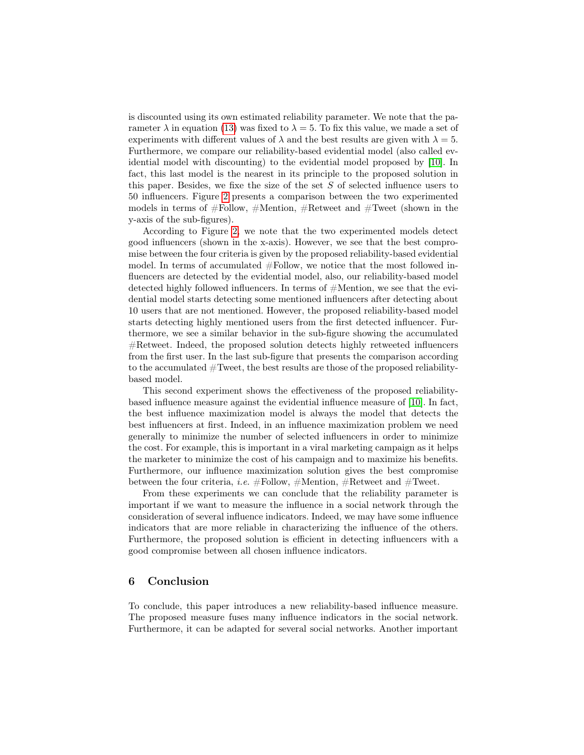is discounted using its own estimated reliability parameter. We note that the parameter $\lambda$ in equation (13) was fixed to $\lambda = 5$. To fix this value, we made a set of experiments with different values of $\lambda$ and the best results are given with $\lambda = 5$. Furthermore, we compare our reliability-based evidential model (also called evidential model with discounting) to the evidential model proposed by [10]. In fact, this last model is the nearest in its principle to the proposed solution in this paper. Besides, we fixe the size of the set $S$ of selected influence users to 50 influencers. Figure 2 presents a comparison between the two experimented models in terms of #Follow, #Mention, #Retweet and #Tweet (shown in the y-axis of the sub-figures).

According to Figure 2, we note that the two experimented models detect good influencers (shown in the x-axis). However, we see that the best compromise between the four criteria is given by the proposed reliability-based evidential model. In terms of accumulated #Follow, we notice that the most followed influencers are detected by the evidential model, also, our reliability-based model detected highly followed influencers. In terms of #Mention, we see that the evidential model starts detecting some mentioned influencers after detecting about 10 users that are not mentioned. However, the proposed reliability-based model starts detecting highly mentioned users from the first detected influencer. Furthermore, we see a similar behavior in the sub-figure showing the accumulated #Retweet. Indeed, the proposed solution detects highly retweeted influencers from the first user. In the last sub-figure that presents the comparison according to the accumulated #Tweet, the best results are those of the proposed reliability-based model.

This second experiment shows the effectiveness of the proposed reliability-based influence measure against the evidential influence measure of [10]. In fact, the best influence maximization model is always the model that detects the best influencers at first. Indeed, in an influence maximization problem we need generally to minimize the number of selected influencers in order to minimize the cost. For example, this is important in a viral marketing campaign as it helps the marketer to minimize the cost of his campaign and to maximize his benefits. Furthermore, our influence maximization solution gives the best compromise between the four criteria, *i.e.* #Follow, #Mention, #Retweet and #Tweet.

From these experiments we can conclude that the reliability parameter is important if we want to measure the influence in a social network through the consideration of several influence indicators. Indeed, we may have some influence indicators that are more reliable in characterizing the influence of the others. Furthermore, the proposed solution is efficient in detecting influencers with a good compromise between all chosen influence indicators.

## 6 Conclusion

To conclude, this paper introduces a new reliability-based influence measure. The proposed measure fuses many influence indicators in the social network. Furthermore, it can be adapted for several social networks. Another important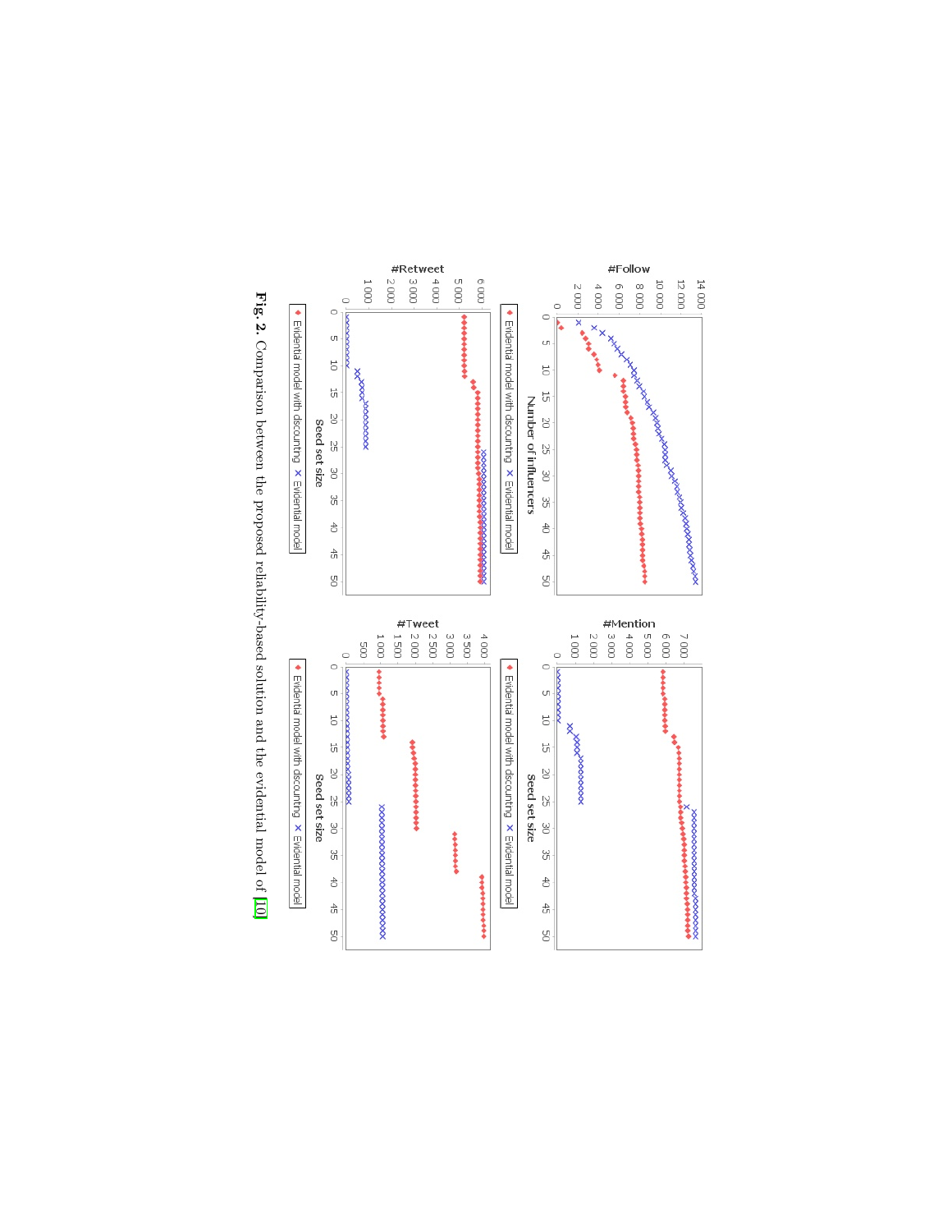Fig. 2. Comparison between the proposed reliability-based solution and the evidential model of [10]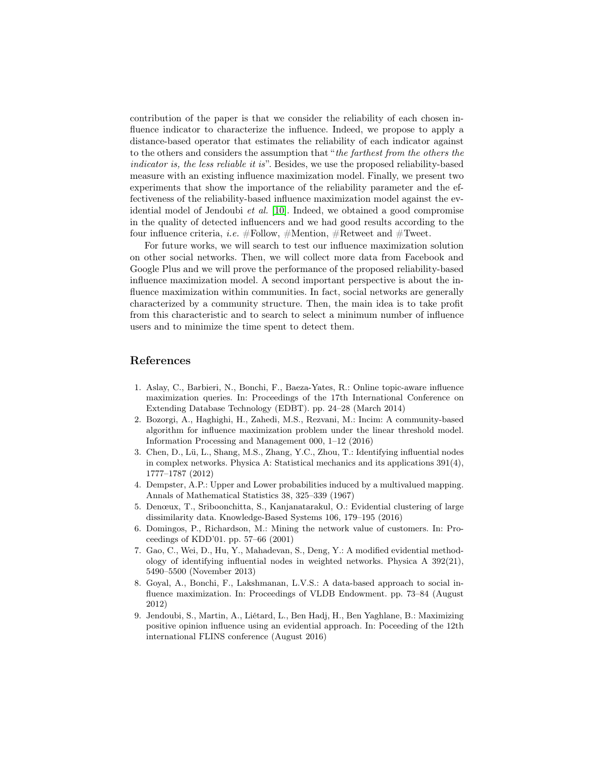contribution of the paper is that we consider the reliability of each chosen influence indicator to characterize the influence. Indeed, we propose to apply a distance-based operator that estimates the reliability of each indicator against to the others and considers the assumption that "*the farthest from the others the indicator is, the less reliable it is*". Besides, we use the proposed reliability-based measure with an existing influence maximization model. Finally, we present two experiments that show the importance of the reliability parameter and the effectiveness of the reliability-based influence maximization model against the evidential model of Jendoubi *et al.* [10]. Indeed, we obtained a good compromise in the quality of detected influencers and we had good results according to the four influence criteria, *i.e.* #Follow, #Mention, #Retweet and #Tweet.

For future works, we will search to test our influence maximization solution on other social networks. Then, we will collect more data from Facebook and Google Plus and we will prove the performance of the proposed reliability-based influence maximization model. A second important perspective is about the influence maximization within communities. In fact, social networks are generally characterized by a community structure. Then, the main idea is to take profit from this characteristic and to search to select a minimum number of influence users and to minimize the time spent to detect them.

## References

1. Aslay, C., Barbieri, N., Bonchi, F., Baeza-Yates, R.: Online topic-aware influence maximization queries. In: Proceedings of the 17th International Conference on Extending Database Technology (EDBT). pp. 24–28 (March 2014)
2. Bozorgi, A., Haghighi, H., Zahedi, M.S., Rezvani, M.: Incim: A community-based algorithm for influence maximization problem under the linear threshold model. Information Processing and Management 000, 1–12 (2016)
3. Chen, D., Lü, L., Shang, M.S., Zhang, Y.C., Zhou, T.: Identifying influential nodes in complex networks. Physica A: Statistical mechanics and its applications 391(4), 1777–1787 (2012)
4. Dempster, A.P.: Upper and Lower probabilities induced by a multivalued mapping. Annals of Mathematical Statistics 38, 325–339 (1967)
5. Denœux, T., Sriboonchitta, S., Kanjanatarakul, O.: Evidential clustering of large dissimilarity data. Knowledge-Based Systems 106, 179–195 (2016)
6. Domingos, P., Richardson, M.: Mining the network value of customers. In: Proceedings of KDD'01. pp. 57–66 (2001)
7. Gao, C., Wei, D., Hu, Y., Mahadevan, S., Deng, Y.: A modified evidential methodology of identifying influential nodes in weighted networks. Physica A 392(21), 5490–5500 (November 2013)
8. Goyal, A., Bonchi, F., Lakshmanan, L.V.S.: A data-based approach to social influence maximization. In: Proceedings of VLDB Endowment. pp. 73–84 (August 2012)
9. Jendoubi, S., Martin, A., Liétard, L., Ben Hadj, H., Ben Yaghlane, B.: Maximizing positive opinion influence using an evidential approach. In: Poceeding of the 12th international FLINS conference (August 2016)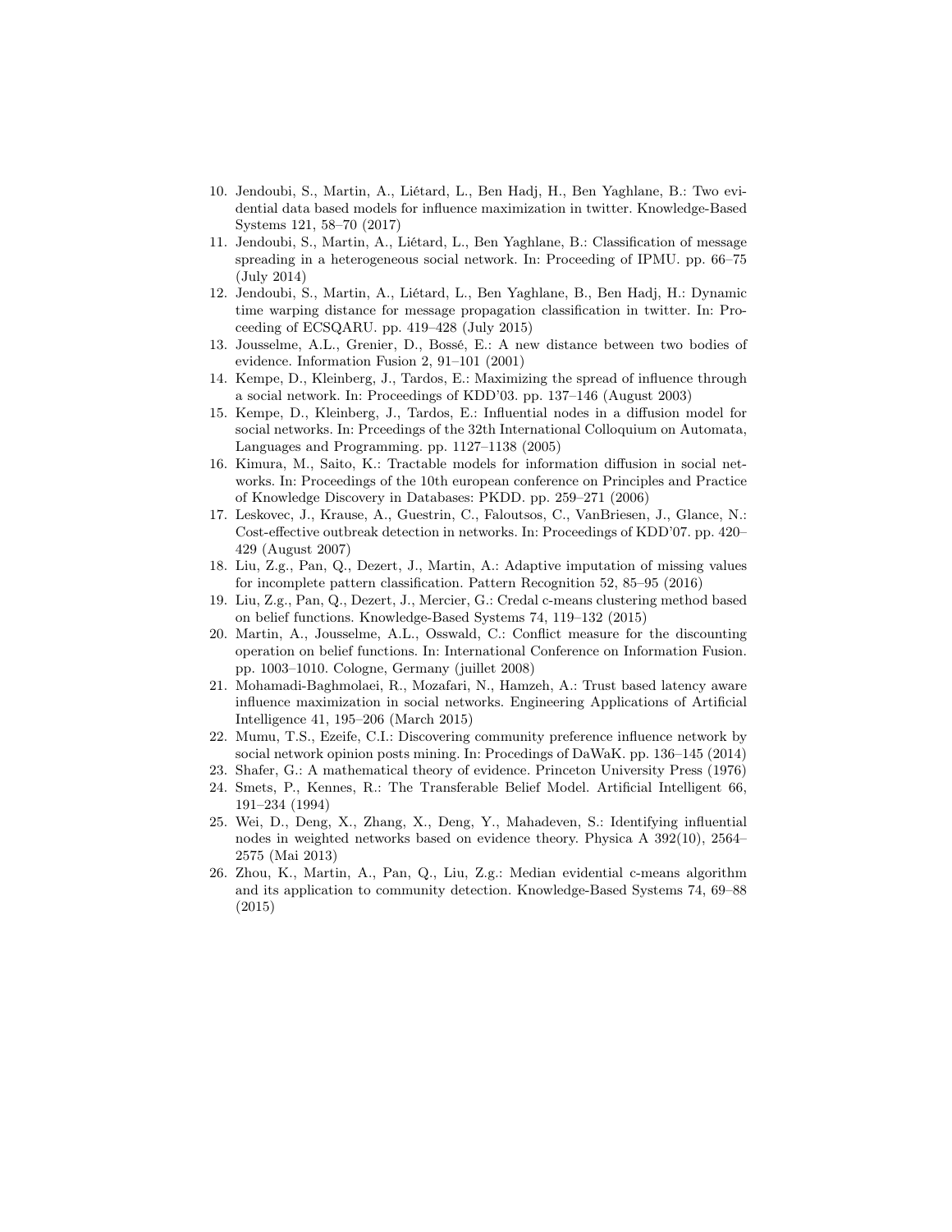10. Jendoubi, S., Martin, A., Liétard, L., Ben Hadj, H., Ben Yaghlane, B.: Two evidential data based models for influence maximization in twitter. Knowledge-Based Systems 121, 58–70 (2017)
11. Jendoubi, S., Martin, A., Liétard, L., Ben Yaghlane, B.: Classification of message spreading in a heterogeneous social network. In: Proceeding of IPMU. pp. 66–75 (July 2014)
12. Jendoubi, S., Martin, A., Liétard, L., Ben Yaghlane, B., Ben Hadj, H.: Dynamic time warping distance for message propagation classification in twitter. In: Proceeding of ECSQARU. pp. 419–428 (July 2015)
13. Jousselme, A.L., Grenier, D., Bossé, E.: A new distance between two bodies of evidence. Information Fusion 2, 91–101 (2001)
14. Kempe, D., Kleinberg, J., Tardos, E.: Maximizing the spread of influence through a social network. In: Proceedings of KDD'03. pp. 137–146 (August 2003)
15. Kempe, D., Kleinberg, J., Tardos, E.: Influential nodes in a diffusion model for social networks. In: Prceedings of the 32th International Colloquium on Automata, Languages and Programming. pp. 1127–1138 (2005)
16. Kimura, M., Saito, K.: Tractable models for information diffusion in social networks. In: Proceedings of the 10th european conference on Principles and Practice of Knowledge Discovery in Databases: PKDD. pp. 259–271 (2006)
17. Leskovec, J., Krause, A., Guestrin, C., Faloutsos, C., VanBriesen, J., Glance, N.: Cost-effective outbreak detection in networks. In: Proceedings of KDD'07. pp. 420–429 (August 2007)
18. Liu, Z.g., Pan, Q., Dezert, J., Martin, A.: Adaptive imputation of missing values for incomplete pattern classification. Pattern Recognition 52, 85–95 (2016)
19. Liu, Z.g., Pan, Q., Dezert, J., Mercier, G.: Credal c-means clustering method based on belief functions. Knowledge-Based Systems 74, 119–132 (2015)
20. Martin, A., Jousselme, A.L., Osswald, C.: Conflict measure for the discounting operation on belief functions. In: International Conference on Information Fusion. pp. 1003–1010. Cologne, Germany (juillet 2008)
21. Mohamadi-Baghmolaei, R., Mozafari, N., Hamzeh, A.: Trust based latency aware influence maximization in social networks. Engineering Applications of Artificial Intelligence 41, 195–206 (March 2015)
22. Mumu, T.S., Ezeife, C.I.: Discovering community preference influence network by social network opinion posts mining. In: Procedings of DaWaK. pp. 136–145 (2014)
23. Shafer, G.: A mathematical theory of evidence. Princeton University Press (1976)
24. Smets, P., Kennes, R.: The Transferable Belief Model. Artificial Intelligent 66, 191–234 (1994)
25. Wei, D., Deng, X., Zhang, X., Deng, Y., Mahadeven, S.: Identifying influential nodes in weighted networks based on evidence theory. Physica A 392(10), 2564–2575 (Mai 2013)
26. Zhou, K., Martin, A., Pan, Q., Liu, Z.g.: Median evidential c-means algorithm and its application to community detection. Knowledge-Based Systems 74, 69–88 (2015)